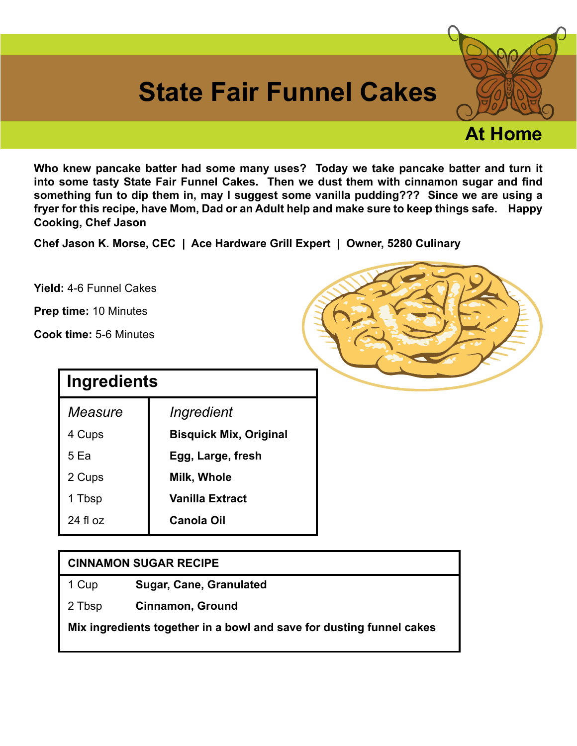# State Fair Funnel Cakes

## At Home

**Who knew pancake batter had some many uses? Today we take pancake batter and turn it into some tasty State Fair Funnel Cakes. Then we dust them with cinnamon sugar and find something fun to dip them in, may I suggest some vanilla pudding??? Since we are using a fryer for this recipe, have Mom, Dad or an Adult help and make sure to keep things safe. Happy Cooking, Chef Jason**

**Chef Jason K. Morse, CEC | Ace Hardware Grill Expert | Owner, 5280 Culinary**

**Yield:** 4-6 Funnel Cakes

**Prep time:** 10 Minutes

**Cook time:** 5-6 Minutes

## Ingredients

| *Measure* | *Ingredient* |
| --- | --- |
| 4 Cups | **Bisquick Mix, Original** |
| 5 Ea | **Egg, Large, fresh** |
| 2 Cups | **Milk, Whole** |
| 1 Tbsp | **Vanilla Extract** |
| 24 fl oz | **Canola Oil** |

| CINNAMON SUGAR RECIPE | |
| --- | --- |
| 1 Cup | **Sugar, Cane, Granulated** |
| 2 Tbsp | **Cinnamon, Ground** |

**Mix ingredients together in a bowl and save for dusting funnel cakes**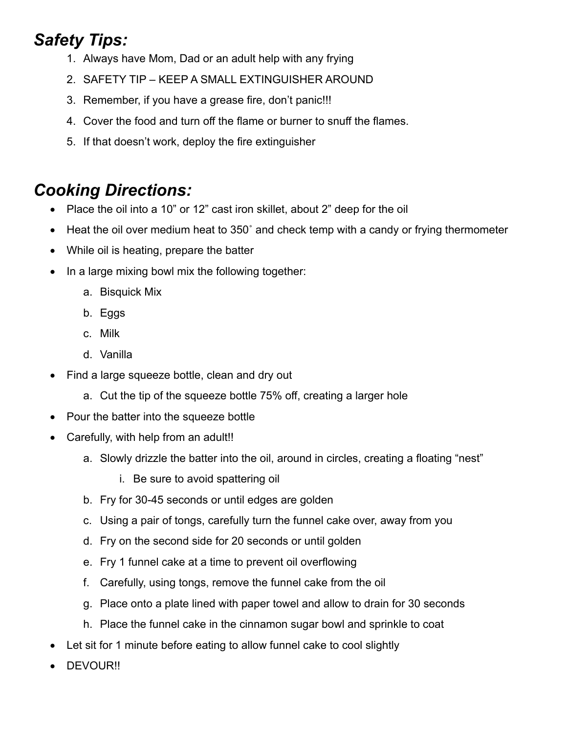## *Safety Tips:*

1. Always have Mom, Dad or an adult help with any frying
2. SAFETY TIP – KEEP A SMALL EXTINGUISHER AROUND
3. Remember, if you have a grease fire, don't panic!!!
4. Cover the food and turn off the flame or burner to snuff the flames.
5. If that doesn't work, deploy the fire extinguisher

## *Cooking Directions:*

- Place the oil into a 10" or 12" cast iron skillet, about 2" deep for the oil
- Heat the oil over medium heat to 350˚ and check temp with a candy or frying thermometer
- While oil is heating, prepare the batter
- In a large mixing bowl mix the following together:
    a. Bisquick Mix
    b. Eggs
    c. Milk
    d. Vanilla
- Find a large squeeze bottle, clean and dry out
    a. Cut the tip of the squeeze bottle 75% off, creating a larger hole
- Pour the batter into the squeeze bottle
- Carefully, with help from an adult!!
    a. Slowly drizzle the batter into the oil, around in circles, creating a floating "nest"
        i. Be sure to avoid spattering oil
    b. Fry for 30-45 seconds or until edges are golden
    c. Using a pair of tongs, carefully turn the funnel cake over, away from you
    d. Fry on the second side for 20 seconds or until golden
    e. Fry 1 funnel cake at a time to prevent oil overflowing
    f. Carefully, using tongs, remove the funnel cake from the oil
    g. Place onto a plate lined with paper towel and allow to drain for 30 seconds
    h. Place the funnel cake in the cinnamon sugar bowl and sprinkle to coat
- Let sit for 1 minute before eating to allow funnel cake to cool slightly
- DEVOUR!!